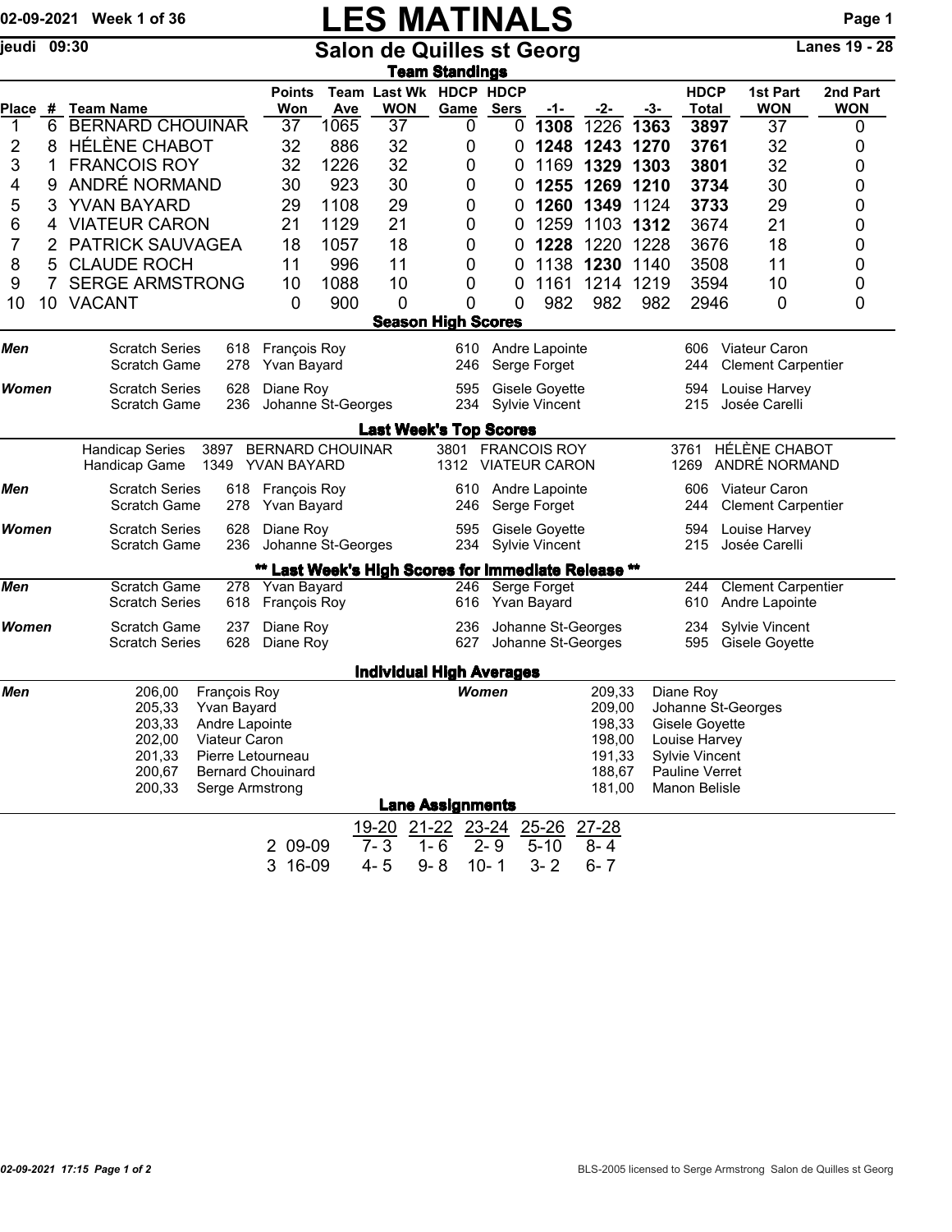02-09-2021 Week 1 of 36

# LES MATINALS

jeudi 09:30

## Salon de Quilles st Georg

Lanes 19 - 28

### Team Standings

| Place | # | Team Name | Points Won | Team Ave | Last Wk WON | HDCP Game | HDCP Sers | -1- | -2- | -3- | HDCP Total | 1st Part WON | 2nd Part WON |
|---|---|---|---|---|---|---|---|---|---|---|---|---|---|
| 1 | 6 | BERNARD CHOUINAR | 37 | 1065 | 37 | 0 | 0 | **1308** | 1226 | **1363** | **3897** | 37 | 0 |
| 2 | 8 | HÉLÈNE CHABOT | 32 | 886 | 32 | 0 | 0 | **1248** | **1243** | **1270** | **3761** | 32 | 0 |
| 3 | 1 | FRANCOIS ROY | 32 | 1226 | 32 | 0 | 0 | 1169 | **1329** | **1303** | **3801** | 32 | 0 |
| 4 | 9 | ANDRÉ NORMAND | 30 | 923 | 30 | 0 | 0 | **1255** | **1269** | **1210** | **3734** | 30 | 0 |
| 5 | 3 | YVAN BAYARD | 29 | 1108 | 29 | 0 | 0 | **1260** | **1349** | 1124 | **3733** | 29 | 0 |
| 6 | 4 | VIATEUR CARON | 21 | 1129 | 21 | 0 | 0 | 1259 | 1103 | **1312** | 3674 | 21 | 0 |
| 7 | 2 | PATRICK SAUVAGEA | 18 | 1057 | 18 | 0 | 0 | **1228** | 1220 | 1228 | 3676 | 18 | 0 |
| 8 | 5 | CLAUDE ROCH | 11 | 996 | 11 | 0 | 0 | 1138 | **1230** | 1140 | 3508 | 11 | 0 |
| 9 | 7 | SERGE ARMSTRONG | 10 | 1088 | 10 | 0 | 0 | 1161 | 1214 | 1219 | 3594 | 10 | 0 |
| 10 | 10 | VACANT | 0 | 900 | 0 | 0 | 0 | 982 | 982 | 982 | 2946 | 0 | 0 |

### Season High Scores

| | | | | | | | |
|---|---|---|---|---|---|---|---|
| **Men** | Scratch Series | 618 | François Roy | 610 | Andre Lapointe | 606 | Viateur Caron |
| | Scratch Game | 278 | Yvan Bayard | 246 | Serge Forget | 244 | Clement Carpentier |
| **Women** | Scratch Series | 628 | Diane Roy | 595 | Gisele Goyette | 594 | Louise Harvey |
| | Scratch Game | 236 | Johanne St-Georges | 234 | Sylvie Vincent | 215 | Josée Carelli |

### Last Week's Top Scores

| | | | | | | | |
|---|---|---|---|---|---|---|---|
| | Handicap Series | 3897 | BERNARD CHOUINAR | 3801 | FRANCOIS ROY | 3761 | HÉLÈNE CHABOT |
| | Handicap Game | 1349 | YVAN BAYARD | 1312 | VIATEUR CARON | 1269 | ANDRÉ NORMAND |
| **Men** | Scratch Series | 618 | François Roy | 610 | Andre Lapointe | 606 | Viateur Caron |
| | Scratch Game | 278 | Yvan Bayard | 246 | Serge Forget | 244 | Clement Carpentier |
| **Women** | Scratch Series | 628 | Diane Roy | 595 | Gisele Goyette | 594 | Louise Harvey |
| | Scratch Game | 236 | Johanne St-Georges | 234 | Sylvie Vincent | 215 | Josée Carelli |

### ** Last Week's High Scores for Immediate Release **

| | | | | | | | |
|---|---|---|---|---|---|---|---|
| **Men** | Scratch Game | 278 | Yvan Bayard | 246 | Serge Forget | 244 | Clement Carpentier |
| | Scratch Series | 618 | François Roy | 616 | Yvan Bayard | 610 | Andre Lapointe |
| **Women** | Scratch Game | 237 | Diane Roy | 236 | Johanne St-Georges | 234 | Sylvie Vincent |
| | Scratch Series | 628 | Diane Roy | 627 | Johanne St-Georges | 595 | Gisele Goyette |

### Individual High Averages

| Men | | | Women | |
|---|---|---|---|---|
| 206,00 | François Roy | | 209,33 | Diane Roy |
| 205,33 | Yvan Bayard | | 209,00 | Johanne St-Georges |
| 203,33 | Andre Lapointe | | 198,33 | Gisele Goyette |
| 202,00 | Viateur Caron | | 198,00 | Louise Harvey |
| 201,33 | Pierre Letourneau | | 191,33 | Sylvie Vincent |
| 200,67 | Bernard Chouinard | | 188,67 | Pauline Verret |
| 200,33 | Serge Armstrong | | 181,00 | Manon Belisle |

### Lane Assignments

| | 19-20 | 21-22 | 23-24 | 25-26 | 27-28 |
|---|---|---|---|---|---|
| 2 09-09 | 7- 3 | 1- 6 | 2- 9 | 5-10 | 8- 4 |
| 3 16-09 | 4- 5 | 9- 8 | 10- 1 | 3- 2 | 6- 7 |

02-09-2021 17:15 Page 1 of 2 BLS-2005 licensed to Serge Armstrong Salon de Quilles st Georg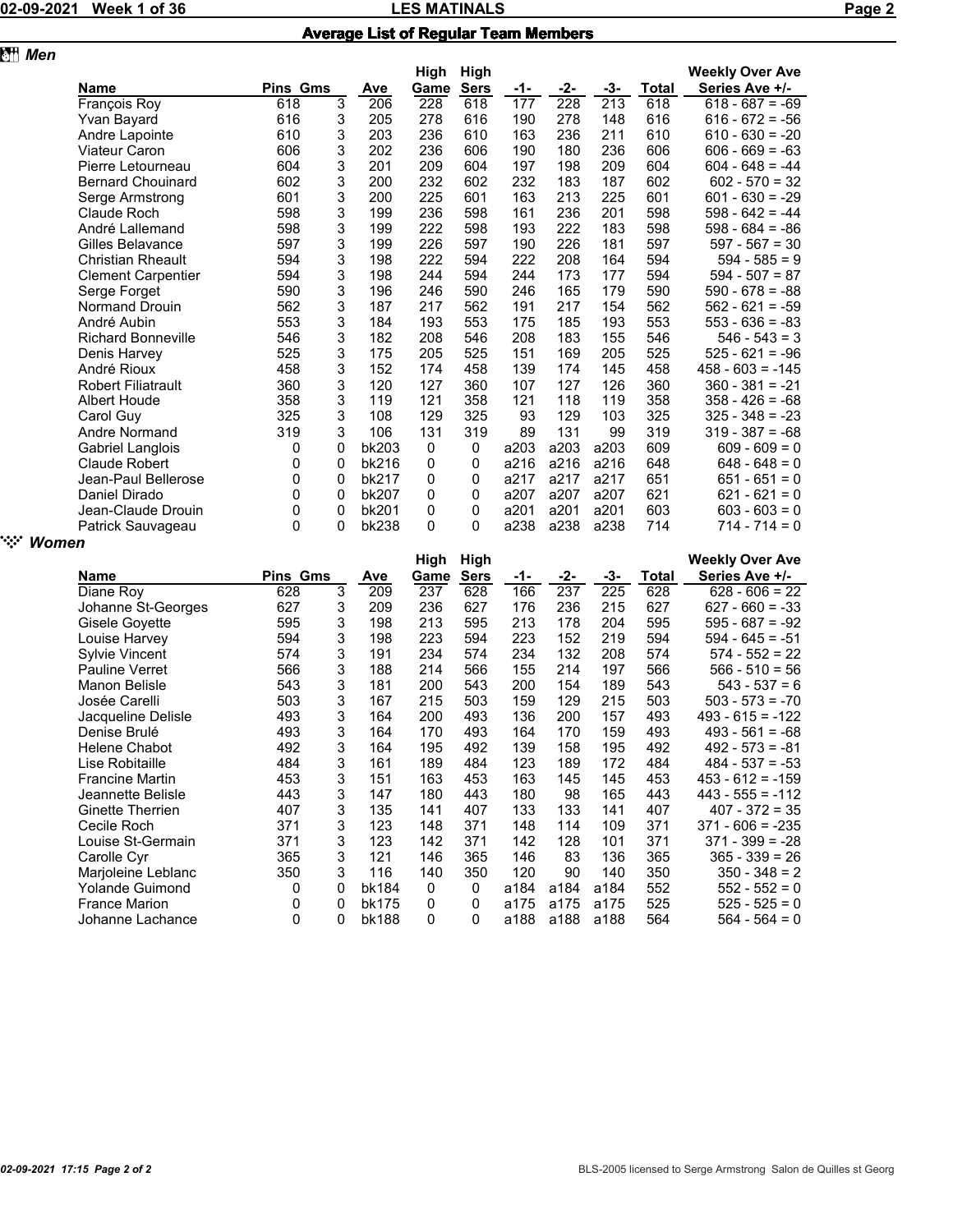## Average List of Regular Team Members

### Men

| Name | Pins | Gms | Ave | High Game | High Sers | -1- | -2- | -3- | Total | Weekly Over Ave Series Ave +/- |
|---|---|---|---|---|---|---|---|---|---|---|
| François Roy | 618 | 3 | 206 | 228 | 618 | 177 | 228 | 213 | 618 | 618 - 687 = -69 |
| Yvan Bayard | 616 | 3 | 205 | 278 | 616 | 190 | 278 | 148 | 616 | 616 - 672 = -56 |
| Andre Lapointe | 610 | 3 | 203 | 236 | 610 | 163 | 236 | 211 | 610 | 610 - 630 = -20 |
| Viateur Caron | 606 | 3 | 202 | 236 | 606 | 190 | 180 | 236 | 606 | 606 - 669 = -63 |
| Pierre Letourneau | 604 | 3 | 201 | 209 | 604 | 197 | 198 | 209 | 604 | 604 - 648 = -44 |
| Bernard Chouinard | 602 | 3 | 200 | 232 | 602 | 232 | 183 | 187 | 602 | 602 - 570 = 32 |
| Serge Armstrong | 601 | 3 | 200 | 225 | 601 | 163 | 213 | 225 | 601 | 601 - 630 = -29 |
| Claude Roch | 598 | 3 | 199 | 236 | 598 | 161 | 236 | 201 | 598 | 598 - 642 = -44 |
| André Lallemand | 598 | 3 | 199 | 222 | 598 | 193 | 222 | 183 | 598 | 598 - 684 = -86 |
| Gilles Belavance | 597 | 3 | 199 | 226 | 597 | 190 | 226 | 181 | 597 | 597 - 567 = 30 |
| Christian Rheault | 594 | 3 | 198 | 222 | 594 | 222 | 208 | 164 | 594 | 594 - 585 = 9 |
| Clement Carpentier | 594 | 3 | 198 | 244 | 594 | 244 | 173 | 177 | 594 | 594 - 507 = 87 |
| Serge Forget | 590 | 3 | 196 | 246 | 590 | 246 | 165 | 179 | 590 | 590 - 678 = -88 |
| Normand Drouin | 562 | 3 | 187 | 217 | 562 | 191 | 217 | 154 | 562 | 562 - 621 = -59 |
| André Aubin | 553 | 3 | 184 | 193 | 553 | 175 | 185 | 193 | 553 | 553 - 636 = -83 |
| Richard Bonneville | 546 | 3 | 182 | 208 | 546 | 208 | 183 | 155 | 546 | 546 - 543 = 3 |
| Denis Harvey | 525 | 3 | 175 | 205 | 525 | 151 | 169 | 205 | 525 | 525 - 621 = -96 |
| André Rioux | 458 | 3 | 152 | 174 | 458 | 139 | 174 | 145 | 458 | 458 - 603 = -145 |
| Robert Filiatrault | 360 | 3 | 120 | 127 | 360 | 107 | 127 | 126 | 360 | 360 - 381 = -21 |
| Albert Houde | 358 | 3 | 119 | 121 | 358 | 121 | 118 | 119 | 358 | 358 - 426 = -68 |
| Carol Guy | 325 | 3 | 108 | 129 | 325 | 93 | 129 | 103 | 325 | 325 - 348 = -23 |
| Andre Normand | 319 | 3 | 106 | 131 | 319 | 89 | 131 | 99 | 319 | 319 - 387 = -68 |
| Gabriel Langlois | 0 | 0 | bk203 | 0 | 0 | a203 | a203 | a203 | 609 | 609 - 609 = 0 |
| Claude Robert | 0 | 0 | bk216 | 0 | 0 | a216 | a216 | a216 | 648 | 648 - 648 = 0 |
| Jean-Paul Bellerose | 0 | 0 | bk217 | 0 | 0 | a217 | a217 | a217 | 651 | 651 - 651 = 0 |
| Daniel Dirado | 0 | 0 | bk207 | 0 | 0 | a207 | a207 | a207 | 621 | 621 - 621 = 0 |
| Jean-Claude Drouin | 0 | 0 | bk201 | 0 | 0 | a201 | a201 | a201 | 603 | 603 - 603 = 0 |
| Patrick Sauvageau | 0 | 0 | bk238 | 0 | 0 | a238 | a238 | a238 | 714 | 714 - 714 = 0 |

### Women

| Name | Pins | Gms | Ave | High Game | High Sers | -1- | -2- | -3- | Total | Weekly Over Ave Series Ave +/- |
|---|---|---|---|---|---|---|---|---|---|---|
| Diane Roy | 628 | 3 | 209 | 237 | 628 | 166 | 237 | 225 | 628 | 628 - 606 = 22 |
| Johanne St-Georges | 627 | 3 | 209 | 236 | 627 | 176 | 236 | 215 | 627 | 627 - 660 = -33 |
| Gisele Goyette | 595 | 3 | 198 | 213 | 595 | 213 | 178 | 204 | 595 | 595 - 687 = -92 |
| Louise Harvey | 594 | 3 | 198 | 223 | 594 | 223 | 152 | 219 | 594 | 594 - 645 = -51 |
| Sylvie Vincent | 574 | 3 | 191 | 234 | 574 | 234 | 132 | 208 | 574 | 574 - 552 = 22 |
| Pauline Verret | 566 | 3 | 188 | 214 | 566 | 155 | 214 | 197 | 566 | 566 - 510 = 56 |
| Manon Belisle | 543 | 3 | 181 | 200 | 543 | 200 | 154 | 189 | 543 | 543 - 537 = 6 |
| Josée Carelli | 503 | 3 | 167 | 215 | 503 | 159 | 129 | 215 | 503 | 503 - 573 = -70 |
| Jacqueline Delisle | 493 | 3 | 164 | 200 | 493 | 136 | 200 | 157 | 493 | 493 - 615 = -122 |
| Denise Brulé | 493 | 3 | 164 | 170 | 493 | 164 | 170 | 159 | 493 | 493 - 561 = -68 |
| Helene Chabot | 492 | 3 | 164 | 195 | 492 | 139 | 158 | 195 | 492 | 492 - 573 = -81 |
| Lise Robitaille | 484 | 3 | 161 | 189 | 484 | 123 | 189 | 172 | 484 | 484 - 537 = -53 |
| Francine Martin | 453 | 3 | 151 | 163 | 453 | 163 | 145 | 145 | 453 | 453 - 612 = -159 |
| Jeannette Belisle | 443 | 3 | 147 | 180 | 443 | 180 | 98 | 165 | 443 | 443 - 555 = -112 |
| Ginette Therrien | 407 | 3 | 135 | 141 | 407 | 133 | 133 | 141 | 407 | 407 - 372 = 35 |
| Cecile Roch | 371 | 3 | 123 | 148 | 371 | 148 | 114 | 109 | 371 | 371 - 606 = -235 |
| Louise St-Germain | 371 | 3 | 123 | 142 | 371 | 142 | 128 | 101 | 371 | 371 - 399 = -28 |
| Carolle Cyr | 365 | 3 | 121 | 146 | 365 | 146 | 83 | 136 | 365 | 365 - 339 = 26 |
| Marjoleine Leblanc | 350 | 3 | 116 | 140 | 350 | 120 | 90 | 140 | 350 | 350 - 348 = 2 |
| Yolande Guimond | 0 | 0 | bk184 | 0 | 0 | a184 | a184 | a184 | 552 | 552 - 552 = 0 |
| France Marion | 0 | 0 | bk175 | 0 | 0 | a175 | a175 | a175 | 525 | 525 - 525 = 0 |
| Johanne Lachance | 0 | 0 | bk188 | 0 | 0 | a188 | a188 | a188 | 564 | 564 - 564 = 0 |